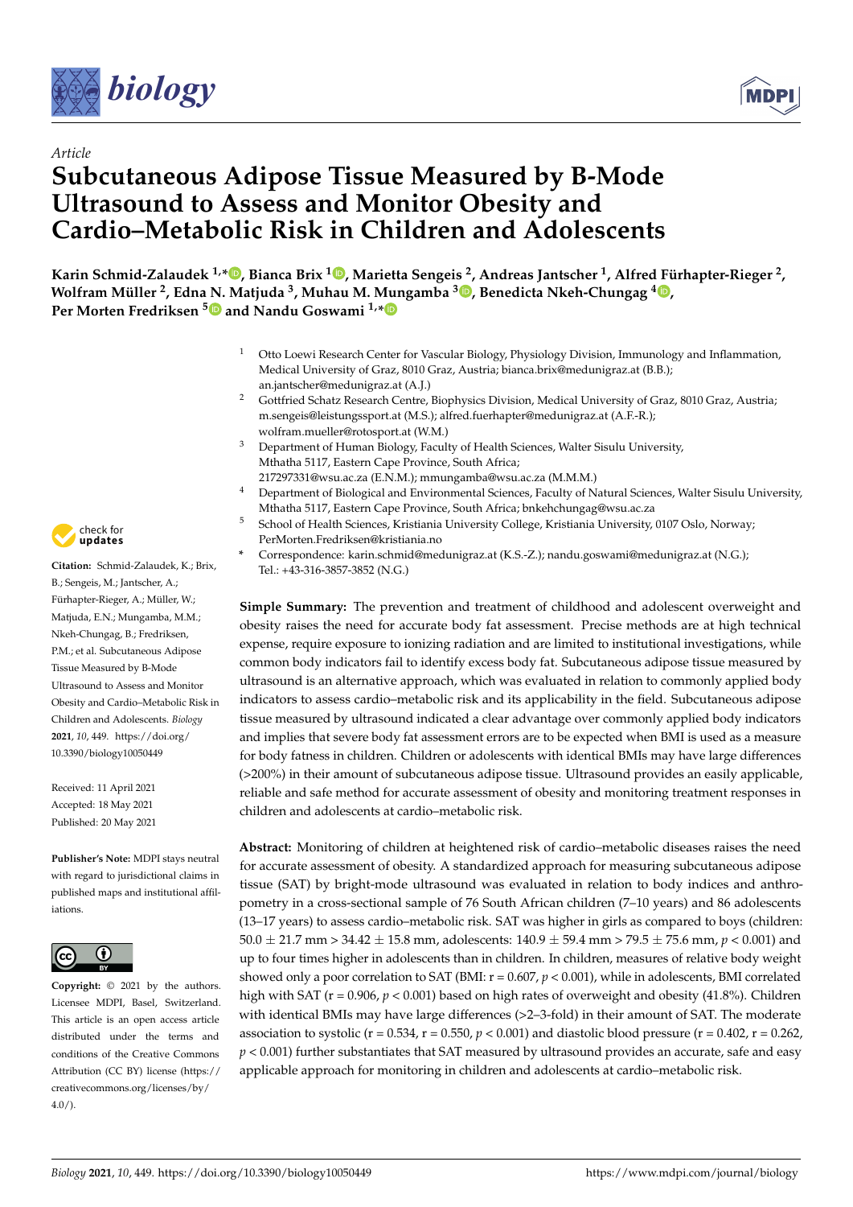*Article*

# Subcutaneous Adipose Tissue Measured by B-Mode Ultrasound to Assess and Monitor Obesity and Cardio–Metabolic Risk in Children and Adolescents

**Karin Schmid-Zalaudek [1,*], Bianca Brix [1], Marietta Sengeis [2], Andreas Jantscher [1], Alfred Fürhapter-Rieger [2], Wolfram Müller [2], Edna N. Matjuda [3], Muhau M. Mungamba [3], Benedicta Nkeh-Chungag [4], Per Morten Fredriksen [5] and Nandu Goswami [1,*]**

[1] Otto Loewi Research Center for Vascular Biology, Physiology Division, Immunology and Inflammation, Medical University of Graz, 8010 Graz, Austria; bianca.brix@medunigraz.at (B.B.); an.jantscher@medunigraz.at (A.J.)

[2] Gottfried Schatz Research Centre, Biophysics Division, Medical University of Graz, 8010 Graz, Austria; m.sengeis@leistungssport.at (M.S.); alfred.fuerhapter@medunigraz.at (A.F.-R.); wolfram.mueller@rotosport.at (W.M.)

[3] Department of Human Biology, Faculty of Health Sciences, Walter Sisulu University, Mthatha 5117, Eastern Cape Province, South Africa; 217297331@wsu.ac.za (E.N.M.); mmungamba@wsu.ac.za (M.M.M.)

[4] Department of Biological and Environmental Sciences, Faculty of Natural Sciences, Walter Sisulu University, Mthatha 5117, Eastern Cape Province, South Africa; bnkehchungag@wsu.ac.za

[5] School of Health Sciences, Kristiania University College, Kristiania University, 0107 Oslo, Norway; PerMorten.Fredriksen@kristiania.no

* Correspondence: karin.schmid@medunigraz.at (K.S.-Z.); nandu.goswami@medunigraz.at (N.G.); Tel.: +43-316-3857-3852 (N.G.)

**Citation:** Schmid-Zalaudek, K.; Brix, B.; Sengeis, M.; Jantscher, A.; Fürhapter-Rieger, A.; Müller, W.; Matjuda, E.N.; Mungamba, M.M.; Nkeh-Chungag, B.; Fredriksen, P.M.; et al. Subcutaneous Adipose Tissue Measured by B-Mode Ultrasound to Assess and Monitor Obesity and Cardio–Metabolic Risk in Children and Adolescents. *Biology* **2021**, *10*, 449. https://doi.org/10.3390/biology10050449

Received: 11 April 2021
Accepted: 18 May 2021
Published: 20 May 2021

**Publisher's Note:** MDPI stays neutral with regard to jurisdictional claims in published maps and institutional affiliations.

**Copyright:** © 2021 by the authors. Licensee MDPI, Basel, Switzerland. This article is an open access article distributed under the terms and conditions of the Creative Commons Attribution (CC BY) license (https://creativecommons.org/licenses/by/4.0/).

**Simple Summary:** The prevention and treatment of childhood and adolescent overweight and obesity raises the need for accurate body fat assessment. Precise methods are at high technical expense, require exposure to ionizing radiation and are limited to institutional investigations, while common body indicators fail to identify excess body fat. Subcutaneous adipose tissue measured by ultrasound is an alternative approach, which was evaluated in relation to commonly applied body indicators to assess cardio–metabolic risk and its applicability in the field. Subcutaneous adipose tissue measured by ultrasound indicated a clear advantage over commonly applied body indicators and implies that severe body fat assessment errors are to be expected when BMI is used as a measure for body fatness in children. Children or adolescents with identical BMIs may have large differences (>200%) in their amount of subcutaneous adipose tissue. Ultrasound provides an easily applicable, reliable and safe method for accurate assessment of obesity and monitoring treatment responses in children and adolescents at cardio–metabolic risk.

**Abstract:** Monitoring of children at heightened risk of cardio–metabolic diseases raises the need for accurate assessment of obesity. A standardized approach for measuring subcutaneous adipose tissue (SAT) by bright-mode ultrasound was evaluated in relation to body indices and anthropometry in a cross-sectional sample of 76 South African children (7–10 years) and 86 adolescents (13–17 years) to assess cardio–metabolic risk. SAT was higher in girls as compared to boys (children: $50.0 \pm 21.7$ mm > $34.42 \pm 15.8$ mm, adolescents: $140.9 \pm 59.4$ mm > $79.5 \pm 75.6$ mm, $p < 0.001$) and up to four times higher in adolescents than in children. In children, measures of relative body weight showed only a poor correlation to SAT (BMI: $r = 0.607$, $p < 0.001$), while in adolescents, BMI correlated high with SAT ($r = 0.906$, $p < 0.001$) based on high rates of overweight and obesity (41.8%). Children with identical BMIs may have large differences (>2–3-fold) in their amount of SAT. The moderate association to systolic ($r = 0.534$, $r = 0.550$, $p < 0.001$) and diastolic blood pressure ($r = 0.402$, $r = 0.262$, $p < 0.001$) further substantiates that SAT measured by ultrasound provides an accurate, safe and easy applicable approach for monitoring in children and adolescents at cardio–metabolic risk.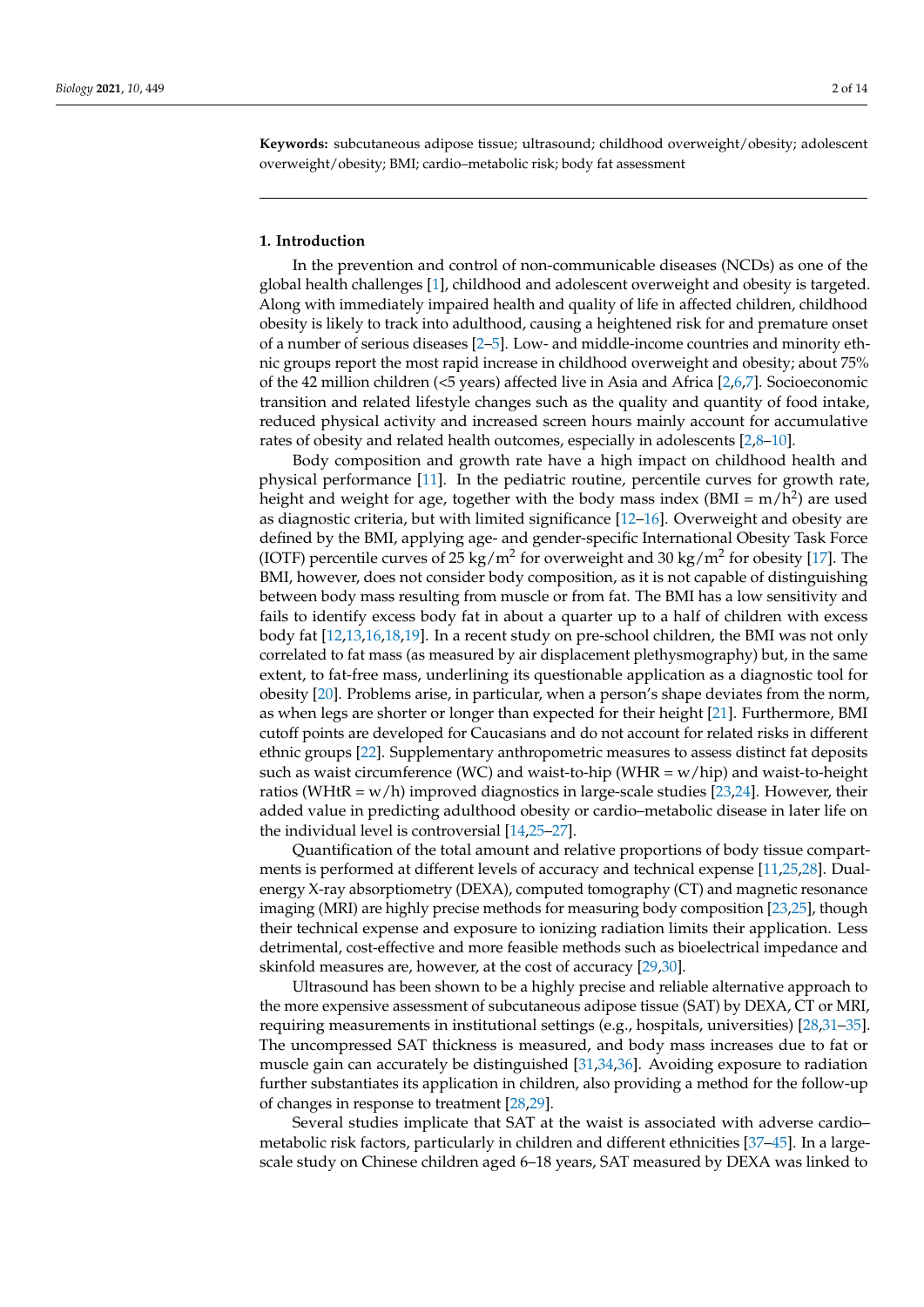**Keywords:** subcutaneous adipose tissue; ultrasound; childhood overweight/obesity; adolescent overweight/obesity; BMI; cardio–metabolic risk; body fat assessment

## 1. Introduction

In the prevention and control of non-communicable diseases (NCDs) as one of the global health challenges [1], childhood and adolescent overweight and obesity is targeted. Along with immediately impaired health and quality of life in affected children, childhood obesity is likely to track into adulthood, causing a heightened risk for and premature onset of a number of serious diseases [2–5]. Low- and middle-income countries and minority ethnic groups report the most rapid increase in childhood overweight and obesity; about 75% of the 42 million children (<5 years) affected live in Asia and Africa [2,6,7]. Socioeconomic transition and related lifestyle changes such as the quality and quantity of food intake, reduced physical activity and increased screen hours mainly account for accumulative rates of obesity and related health outcomes, especially in adolescents [2,8–10].

Body composition and growth rate have a high impact on childhood health and physical performance [11]. In the pediatric routine, percentile curves for growth rate, height and weight for age, together with the body mass index (BMI = m/h$^2$) are used as diagnostic criteria, but with limited significance [12–16]. Overweight and obesity are defined by the BMI, applying age- and gender-specific International Obesity Task Force (IOTF) percentile curves of 25 kg/m$^2$ for overweight and 30 kg/m$^2$ for obesity [17]. The BMI, however, does not consider body composition, as it is not capable of distinguishing between body mass resulting from muscle or from fat. The BMI has a low sensitivity and fails to identify excess body fat in about a quarter up to a half of children with excess body fat [12,13,16,18,19]. In a recent study on pre-school children, the BMI was not only correlated to fat mass (as measured by air displacement plethysmography) but, in the same extent, to fat-free mass, underlining its questionable application as a diagnostic tool for obesity [20]. Problems arise, in particular, when a person's shape deviates from the norm, as when legs are shorter or longer than expected for their height [21]. Furthermore, BMI cutoff points are developed for Caucasians and do not account for related risks in different ethnic groups [22]. Supplementary anthropometric measures to assess distinct fat deposits such as waist circumference (WC) and waist-to-hip (WHR = w/hip) and waist-to-height ratios (WHtR = w/h) improved diagnostics in large-scale studies [23,24]. However, their added value in predicting adulthood obesity or cardio–metabolic disease in later life on the individual level is controversial [14,25–27].

Quantification of the total amount and relative proportions of body tissue compartments is performed at different levels of accuracy and technical expense [11,25,28]. Dual-energy X-ray absorptiometry (DEXA), computed tomography (CT) and magnetic resonance imaging (MRI) are highly precise methods for measuring body composition [23,25], though their technical expense and exposure to ionizing radiation limits their application. Less detrimental, cost-effective and more feasible methods such as bioelectrical impedance and skinfold measures are, however, at the cost of accuracy [29,30].

Ultrasound has been shown to be a highly precise and reliable alternative approach to the more expensive assessment of subcutaneous adipose tissue (SAT) by DEXA, CT or MRI, requiring measurements in institutional settings (e.g., hospitals, universities) [28,31–35]. The uncompressed SAT thickness is measured, and body mass increases due to fat or muscle gain can accurately be distinguished [31,34,36]. Avoiding exposure to radiation further substantiates its application in children, also providing a method for the follow-up of changes in response to treatment [28,29].

Several studies implicate that SAT at the waist is associated with adverse cardio–metabolic risk factors, particularly in children and different ethnicities [37–45]. In a large-scale study on Chinese children aged 6–18 years, SAT measured by DEXA was linked to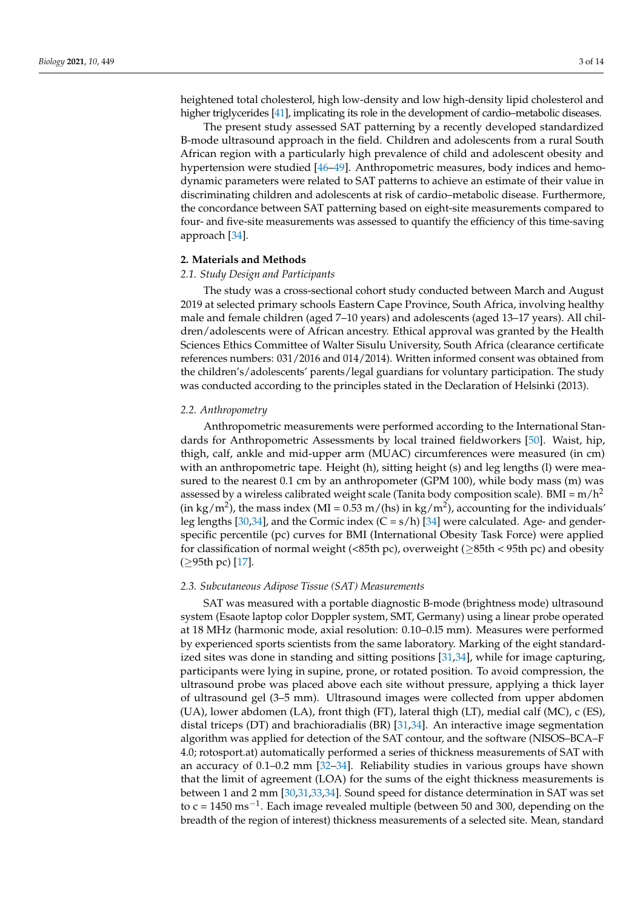heightened total cholesterol, high low-density and low high-density lipid cholesterol and higher triglycerides [41], implicating its role in the development of cardio–metabolic diseases.

The present study assessed SAT patterning by a recently developed standardized B-mode ultrasound approach in the field. Children and adolescents from a rural South African region with a particularly high prevalence of child and adolescent obesity and hypertension were studied [46–49]. Anthropometric measures, body indices and hemodynamic parameters were related to SAT patterns to achieve an estimate of their value in discriminating children and adolescents at risk of cardio–metabolic disease. Furthermore, the concordance between SAT patterning based on eight-site measurements compared to four- and five-site measurements was assessed to quantify the efficiency of this time-saving approach [34].

## 2. Materials and Methods

### 2.1. Study Design and Participants

The study was a cross-sectional cohort study conducted between March and August 2019 at selected primary schools Eastern Cape Province, South Africa, involving healthy male and female children (aged 7–10 years) and adolescents (aged 13–17 years). All children/adolescents were of African ancestry. Ethical approval was granted by the Health Sciences Ethics Committee of Walter Sisulu University, South Africa (clearance certificate references numbers: 031/2016 and 014/2014). Written informed consent was obtained from the children's/adolescents' parents/legal guardians for voluntary participation. The study was conducted according to the principles stated in the Declaration of Helsinki (2013).

### 2.2. Anthropometry

Anthropometric measurements were performed according to the International Standards for Anthropometric Assessments by local trained fieldworkers [50]. Waist, hip, thigh, calf, ankle and mid-upper arm (MUAC) circumferences were measured (in cm) with an anthropometric tape. Height (h), sitting height (s) and leg lengths (l) were measured to the nearest 0.1 cm by an anthropometer (GPM 100), while body mass (m) was assessed by a wireless calibrated weight scale (Tanita body composition scale). BMI = $m/h^2$ (in kg/m$^2$), the mass index (MI = $0.53\ m/(hs)$ in kg/m$^2$), accounting for the individuals' leg lengths [30,34], and the Cormic index (C = $s/h$) [34] were calculated. Age- and gender-specific percentile (pc) curves for BMI (International Obesity Task Force) were applied for classification of normal weight (<85th pc), overweight (≥85th < 95th pc) and obesity (≥95th pc) [17].

### 2.3. Subcutaneous Adipose Tissue (SAT) Measurements

SAT was measured with a portable diagnostic B-mode (brightness mode) ultrasound system (Esaote laptop color Doppler system, SMT, Germany) using a linear probe operated at 18 MHz (harmonic mode, axial resolution: 0.10–0.l5 mm). Measures were performed by experienced sports scientists from the same laboratory. Marking of the eight standardized sites was done in standing and sitting positions [31,34], while for image capturing, participants were lying in supine, prone, or rotated position. To avoid compression, the ultrasound probe was placed above each site without pressure, applying a thick layer of ultrasound gel (3–5 mm). Ultrasound images were collected from upper abdomen (UA), lower abdomen (LA), front thigh (FT), lateral thigh (LT), medial calf (MC), c (ES), distal triceps (DT) and brachioradialis (BR) [31,34]. An interactive image segmentation algorithm was applied for detection of the SAT contour, and the software (NISOS–BCA–F 4.0; rotosport.at) automatically performed a series of thickness measurements of SAT with an accuracy of 0.1–0.2 mm [32–34]. Reliability studies in various groups have shown that the limit of agreement (LOA) for the sums of the eight thickness measurements is between 1 and 2 mm [30,31,33,34]. Sound speed for distance determination in SAT was set to c = 1450 ms$^{-1}$. Each image revealed multiple (between 50 and 300, depending on the breadth of the region of interest) thickness measurements of a selected site. Mean, standard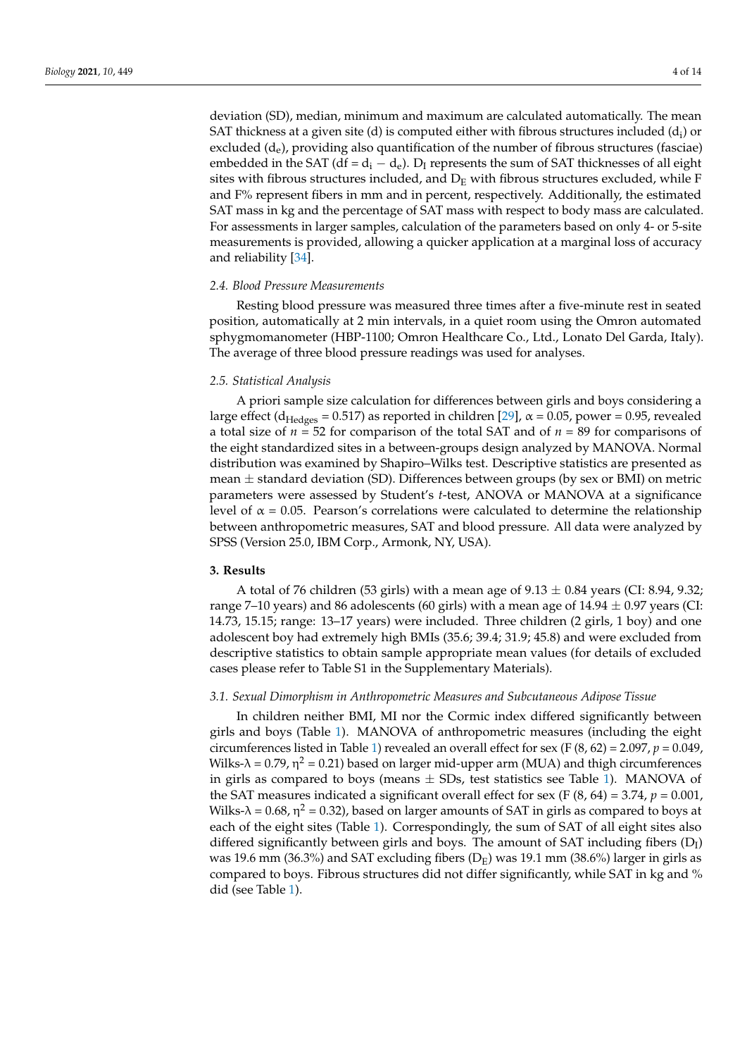deviation (SD), median, minimum and maximum are calculated automatically. The mean SAT thickness at a given site (d) is computed either with fibrous structures included ($d_i$) or excluded ($d_e$), providing also quantification of the number of fibrous structures (fasciae) embedded in the SAT ($df = d_i - d_e$). $D_I$ represents the sum of SAT thicknesses of all eight sites with fibrous structures included, and $D_E$ with fibrous structures excluded, while F and F% represent fibers in mm and in percent, respectively. Additionally, the estimated SAT mass in kg and the percentage of SAT mass with respect to body mass are calculated. For assessments in larger samples, calculation of the parameters based on only 4- or 5-site measurements is provided, allowing a quicker application at a marginal loss of accuracy and reliability [34].

### 2.4. Blood Pressure Measurements

Resting blood pressure was measured three times after a five-minute rest in seated position, automatically at 2 min intervals, in a quiet room using the Omron automated sphygmomanometer (HBP-1100; Omron Healthcare Co., Ltd., Lonato Del Garda, Italy). The average of three blood pressure readings was used for analyses.

### 2.5. Statistical Analysis

A priori sample size calculation for differences between girls and boys considering a large effect ($d_{Hedges} = 0.517$) as reported in children [29], $\alpha = 0.05$, power = 0.95, revealed a total size of $n = 52$ for comparison of the total SAT and of $n = 89$ for comparisons of the eight standardized sites in a between-groups design analyzed by MANOVA. Normal distribution was examined by Shapiro–Wilks test. Descriptive statistics are presented as mean $\pm$ standard deviation (SD). Differences between groups (by sex or BMI) on metric parameters were assessed by Student's *t*-test, ANOVA or MANOVA at a significance level of $\alpha = 0.05$. Pearson's correlations were calculated to determine the relationship between anthropometric measures, SAT and blood pressure. All data were analyzed by SPSS (Version 25.0, IBM Corp., Armonk, NY, USA).

## 3. Results

A total of 76 children (53 girls) with a mean age of $9.13 \pm 0.84$ years (CI: 8.94, 9.32; range 7–10 years) and 86 adolescents (60 girls) with a mean age of $14.94 \pm 0.97$ years (CI: 14.73, 15.15; range: 13–17 years) were included. Three children (2 girls, 1 boy) and one adolescent boy had extremely high BMIs (35.6; 39.4; 31.9; 45.8) and were excluded from descriptive statistics to obtain sample appropriate mean values (for details of excluded cases please refer to Table S1 in the Supplementary Materials).

### 3.1. Sexual Dimorphism in Anthropometric Measures and Subcutaneous Adipose Tissue

In children neither BMI, MI nor the Cormic index differed significantly between girls and boys (Table 1). MANOVA of anthropometric measures (including the eight circumferences listed in Table 1) revealed an overall effect for sex ($F(8, 62) = 2.097$, $p = 0.049$, Wilks-$\lambda = 0.79$, $\eta^2 = 0.21$) based on larger mid-upper arm (MUA) and thigh circumferences in girls as compared to boys (means $\pm$ SDs, test statistics see Table 1). MANOVA of the SAT measures indicated a significant overall effect for sex ($F(8, 64) = 3.74$, $p = 0.001$, Wilks-$\lambda = 0.68$, $\eta^2 = 0.32$), based on larger amounts of SAT in girls as compared to boys at each of the eight sites (Table 1). Correspondingly, the sum of SAT of all eight sites also differed significantly between girls and boys. The amount of SAT including fibers ($D_I$) was 19.6 mm (36.3%) and SAT excluding fibers ($D_E$) was 19.1 mm (38.6%) larger in girls as compared to boys. Fibrous structures did not differ significantly, while SAT in kg and % did (see Table 1).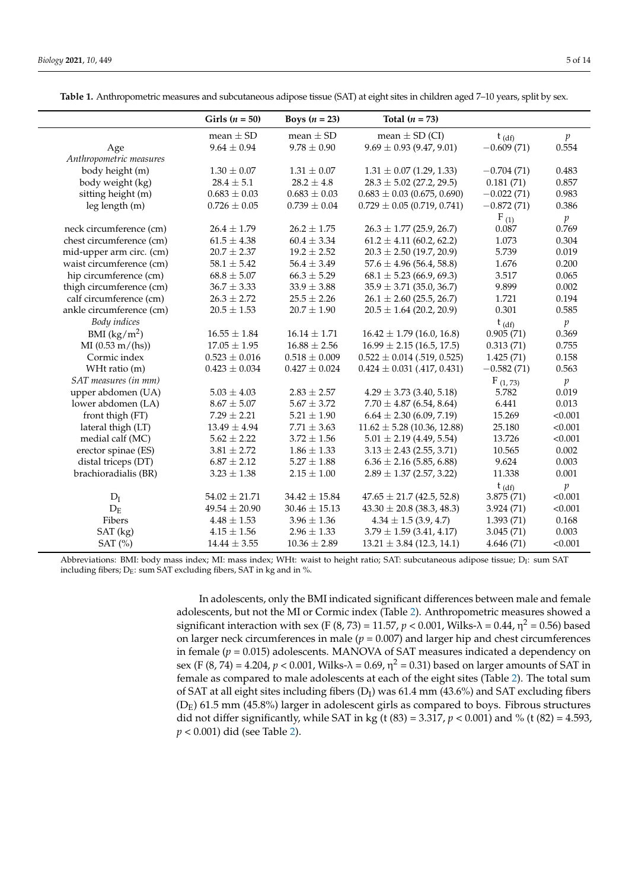**Table 1.** Anthropometric measures and subcutaneous adipose tissue (SAT) at eight sites in children aged 7–10 years, split by sex.

| | Girls ($n$ = 50) | Boys ($n$ = 23) | Total ($n$ = 73) | | |
|---|---|---|---|---|---|
| | mean ± SD | mean ± SD | mean ± SD (CI) | $t_{(df)}$ | $p$ |
| Age | 9.64 ± 0.94 | 9.78 ± 0.90 | 9.69 ± 0.93 (9.47, 9.01) | −0.609 (71) | 0.554 |
| *Anthropometric measures* | | | | | |
| body height (m) | 1.30 ± 0.07 | 1.31 ± 0.07 | 1.31 ± 0.07 (1.29, 1.33) | −0.704 (71) | 0.483 |
| body weight (kg) | 28.4 ± 5.1 | 28.2 ± 4.8 | 28.3 ± 5.02 (27.2, 29.5) | 0.181 (71) | 0.857 |
| sitting height (m) | 0.683 ± 0.03 | 0.683 ± 0.03 | 0.683 ± 0.03 (0.675, 0.690) | −0.022 (71) | 0.983 |
| leg length (m) | 0.726 ± 0.05 | 0.739 ± 0.04 | 0.729 ± 0.05 (0.719, 0.741) | −0.872 (71) | 0.386 |
| | | | | $F_{(1)}$ | $p$ |
| neck circumference (cm) | 26.4 ± 1.79 | 26.2 ± 1.75 | 26.3 ± 1.77 (25.9, 26.7) | 0.087 | 0.769 |
| chest circumference (cm) | 61.5 ± 4.38 | 60.4 ± 3.34 | 61.2 ± 4.11 (60.2, 62.2) | 1.073 | 0.304 |
| mid-upper arm circ. (cm) | 20.7 ± 2.37 | 19.2 ± 2.52 | 20.3 ± 2.50 (19.7, 20.9) | 5.739 | 0.019 |
| waist circumference (cm) | 58.1 ± 5.42 | 56.4 ± 3.49 | 57.6 ± 4.96 (56.4, 58.8) | 1.676 | 0.200 |
| hip circumference (cm) | 68.8 ± 5.07 | 66.3 ± 5.29 | 68.1 ± 5.23 (66.9, 69.3) | 3.517 | 0.065 |
| thigh circumference (cm) | 36.7 ± 3.33 | 33.9 ± 3.88 | 35.9 ± 3.71 (35.0, 36.7) | 9.899 | 0.002 |
| calf circumference (cm) | 26.3 ± 2.72 | 25.5 ± 2.26 | 26.1 ± 2.60 (25.5, 26.7) | 1.721 | 0.194 |
| ankle circumference (cm) | 20.5 ± 1.53 | 20.7 ± 1.90 | 20.5 ± 1.64 (20.2, 20.9) | 0.301 | 0.585 |
| *Body indices* | | | | $t_{(df)}$ | $p$ |
| BMI (kg/m$^2$) | 16.55 ± 1.84 | 16.14 ± 1.71 | 16.42 ± 1.79 (16.0, 16.8) | 0.905 (71) | 0.369 |
| MI (0.53 m/(hs)) | 17.05 ± 1.95 | 16.88 ± 2.56 | 16.99 ± 2.15 (16.5, 17.5) | 0.313 (71) | 0.755 |
| Cormic index | 0.523 ± 0.016 | 0.518 ± 0.009 | 0.522 ± 0.014 (.519, 0.525) | 1.425 (71) | 0.158 |
| WHt ratio (m) | 0.423 ± 0.034 | 0.427 ± 0.024 | 0.424 ± 0.031 (.417, 0.431) | −0.582 (71) | 0.563 |
| *SAT measures (in mm)* | | | | $F_{(1, 73)}$ | $p$ |
| upper abdomen (UA) | 5.03 ± 4.03 | 2.83 ± 2.57 | 4.29 ± 3.73 (3.40, 5.18) | 5.782 | 0.019 |
| lower abdomen (LA) | 8.67 ± 5.07 | 5.67 ± 3.72 | 7.70 ± 4.87 (6.54, 8.64) | 6.441 | 0.013 |
| front thigh (FT) | 7.29 ± 2.21 | 5.21 ± 1.90 | 6.64 ± 2.30 (6.09, 7.19) | 15.269 | <0.001 |
| lateral thigh (LT) | 13.49 ± 4.94 | 7.71 ± 3.63 | 11.62 ± 5.28 (10.36, 12.88) | 25.180 | <0.001 |
| medial calf (MC) | 5.62 ± 2.22 | 3.72 ± 1.56 | 5.01 ± 2.19 (4.49, 5.54) | 13.726 | <0.001 |
| erector spinae (ES) | 3.81 ± 2.72 | 1.86 ± 1.33 | 3.13 ± 2.43 (2.55, 3.71) | 10.565 | 0.002 |
| distal triceps (DT) | 6.87 ± 2.12 | 5.27 ± 1.88 | 6.36 ± 2.16 (5.85, 6.88) | 9.624 | 0.003 |
| brachioradialis (BR) | 3.23 ± 1.38 | 2.15 ± 1.00 | 2.89 ± 1.37 (2.57, 3.22) | 11.338 | 0.001 |
| | | | | $t_{(df)}$ | $p$ |
| $D_I$ | 54.02 ± 21.71 | 34.42 ± 15.84 | 47.65 ± 21.7 (42.5, 52.8) | 3.875 (71) | <0.001 |
| $D_E$ | 49.54 ± 20.90 | 30.46 ± 15.13 | 43.30 ± 20.8 (38.3, 48.3) | 3.924 (71) | <0.001 |
| Fibers | 4.48 ± 1.53 | 3.96 ± 1.36 | 4.34 ± 1.5 (3.9, 4.7) | 1.393 (71) | 0.168 |
| SAT (kg) | 4.15 ± 1.56 | 2.96 ± 1.33 | 3.79 ± 1.59 (3.41, 4.17) | 3.045 (71) | 0.003 |
| SAT (%) | 14.44 ± 3.55 | 10.36 ± 2.89 | 13.21 ± 3.84 (12.3, 14.1) | 4.646 (71) | <0.001 |

Abbreviations: BMI: body mass index; MI: mass index; WHt: waist to height ratio; SAT: subcutaneous adipose tissue; $D_I$: sum SAT including fibers; $D_E$: sum SAT excluding fibers, SAT in kg and in %.

In adolescents, only the BMI indicated significant differences between male and female adolescents, but not the MI or Cormic index (Table 2). Anthropometric measures showed a significant interaction with sex ($F$ (8, 73) = 11.57, $p$ < 0.001, Wilks-$\lambda$ = 0.44, $\eta^2$ = 0.56) based on larger neck circumferences in male ($p$ = 0.007) and larger hip and chest circumferences in female ($p$ = 0.015) adolescents. MANOVA of SAT measures indicated a dependency on sex ($F$ (8, 74) = 4.204, $p$ < 0.001, Wilks-$\lambda$ = 0.69, $\eta^2$ = 0.31) based on larger amounts of SAT in female as compared to male adolescents at each of the eight sites (Table 2). The total sum of SAT at all eight sites including fibers ($D_I$) was 61.4 mm (43.6%) and SAT excluding fibers ($D_E$) 61.5 mm (45.8%) larger in adolescent girls as compared to boys. Fibrous structures did not differ significantly, while SAT in kg ($t$ (83) = 3.317, $p$ < 0.001) and % ($t$ (82) = 4.593, $p$ < 0.001) did (see Table 2).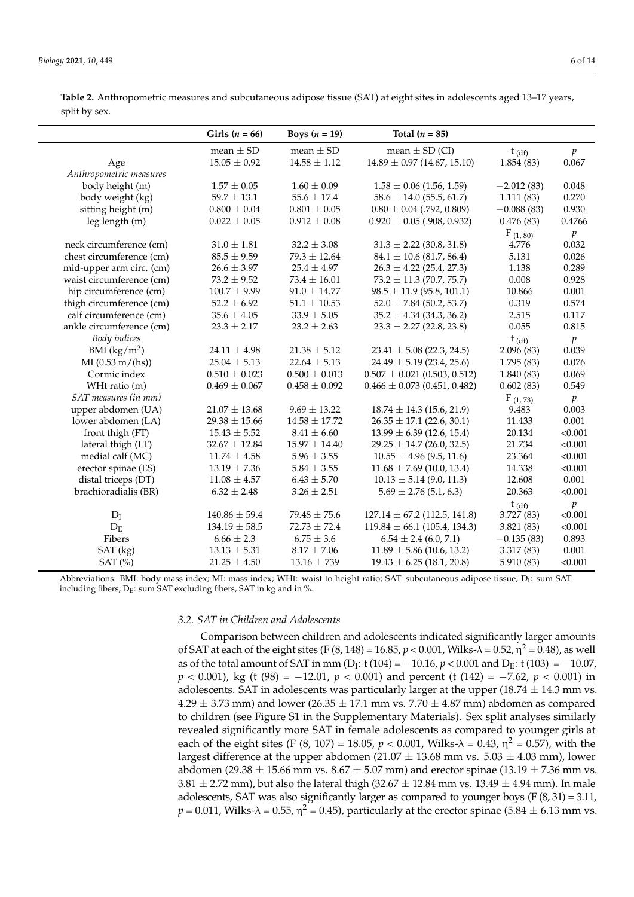**Table 2.** Anthropometric measures and subcutaneous adipose tissue (SAT) at eight sites in adolescents aged 13–17 years, split by sex.

| | Girls ($n$ = 66) | Boys ($n$ = 19) | Total ($n$ = 85) | | |
|---|---|---|---|---|---|
| | mean ± SD | mean ± SD | mean ± SD (CI) | $t_{(df)}$ | $p$ |
| Age | 15.05 ± 0.92 | 14.58 ± 1.12 | 14.89 ± 0.97 (14.67, 15.10) | 1.854 (83) | 0.067 |
| *Anthropometric measures* | | | | | |
| body height (m) | 1.57 ± 0.05 | 1.60 ± 0.09 | 1.58 ± 0.06 (1.56, 1.59) | −2.012 (83) | 0.048 |
| body weight (kg) | 59.7 ± 13.1 | 55.6 ± 17.4 | 58.6 ± 14.0 (55.5, 61.7) | 1.111 (83) | 0.270 |
| sitting height (m) | 0.800 ± 0.04 | 0.801 ± 0.05 | 0.80 ± 0.04 (.792, 0.809) | −0.088 (83) | 0.930 |
| leg length (m) | 0.022 ± 0.05 | 0.912 ± 0.08 | 0.920 ± 0.05 (.908, 0.932) | 0.476 (83) | 0.4766 |
| | | | | $F_{(1, 80)}$ | $p$ |
| neck circumference (cm) | 31.0 ± 1.81 | 32.2 ± 3.08 | 31.3 ± 2.22 (30.8, 31.8) | 4.776 | 0.032 |
| chest circumference (cm) | 85.5 ± 9.59 | 79.3 ± 12.64 | 84.1 ± 10.6 (81.7, 86.4) | 5.131 | 0.026 |
| mid-upper arm circ. (cm) | 26.6 ± 3.97 | 25.4 ± 4.97 | 26.3 ± 4.22 (25.4, 27.3) | 1.138 | 0.289 |
| waist circumference (cm) | 73.2 ± 9.52 | 73.4 ± 16.01 | 73.2 ± 11.3 (70.7, 75.7) | 0.008 | 0.928 |
| hip circumference (cm) | 100.7 ± 9.99 | 91.0 ± 14.77 | 98.5 ± 11.9 (95.8, 101.1) | 10.866 | 0.001 |
| thigh circumference (cm) | 52.2 ± 6.92 | 51.1 ± 10.53 | 52.0 ± 7.84 (50.2, 53.7) | 0.319 | 0.574 |
| calf circumference (cm) | 35.6 ± 4.05 | 33.9 ± 5.05 | 35.2 ± 4.34 (34.3, 36.2) | 2.515 | 0.117 |
| ankle circumference (cm) | 23.3 ± 2.17 | 23.2 ± 2.63 | 23.3 ± 2.27 (22.8, 23.8) | 0.055 | 0.815 |
| *Body indices* | | | | $t_{(df)}$ | $p$ |
| BMI (kg/m$^2$) | 24.11 ± 4.98 | 21.38 ± 5.12 | 23.41 ± 5.08 (22.3, 24.5) | 2.096 (83) | 0.039 |
| MI (0.53 m/(hs)) | 25.04 ± 5.13 | 22.64 ± 5.13 | 24.49 ± 5.19 (23.4, 25.6) | 1.795 (83) | 0.076 |
| Cormic index | 0.510 ± 0.023 | 0.500 ± 0.013 | 0.507 ± 0.021 (0.503, 0.512) | 1.840 (83) | 0.069 |
| WHt ratio (m) | 0.469 ± 0.067 | 0.458 ± 0.092 | 0.466 ± 0.073 (0.451, 0.482) | 0.602 (83) | 0.549 |
| *SAT measures (in mm)* | | | | $F_{(1, 73)}$ | $p$ |
| upper abdomen (UA) | 21.07 ± 13.68 | 9.69 ± 13.22 | 18.74 ± 14.3 (15.6, 21.9) | 9.483 | 0.003 |
| lower abdomen (LA) | 29.38 ± 15.66 | 14.58 ± 17.72 | 26.35 ± 17.1 (22.6, 30.1) | 11.433 | 0.001 |
| front thigh (FT) | 15.43 ± 5.52 | 8.41 ± 6.60 | 13.99 ± 6.39 (12.6, 15.4) | 20.134 | <0.001 |
| lateral thigh (LT) | 32.67 ± 12.84 | 15.97 ± 14.40 | 29.25 ± 14.7 (26.0, 32.5) | 21.734 | <0.001 |
| medial calf (MC) | 11.74 ± 4.58 | 5.96 ± 3.55 | 10.55 ± 4.96 (9.5, 11.6) | 23.364 | <0.001 |
| erector spinae (ES) | 13.19 ± 7.36 | 5.84 ± 3.55 | 11.68 ± 7.69 (10.0, 13.4) | 14.338 | <0.001 |
| distal triceps (DT) | 11.08 ± 4.57 | 6.43 ± 5.70 | 10.13 ± 5.14 (9.0, 11.3) | 12.608 | 0.001 |
| brachioradialis (BR) | 6.32 ± 2.48 | 3.26 ± 2.51 | 5.69 ± 2.76 (5.1, 6.3) | 20.363 | <0.001 |
| | | | | $t_{(df)}$ | $p$ |
| $D_I$ | 140.86 ± 59.4 | 79.48 ± 75.6 | 127.14 ± 67.2 (112.5, 141.8) | 3.727 (83) | <0.001 |
| $D_E$ | 134.19 ± 58.5 | 72.73 ± 72.4 | 119.84 ± 66.1 (105.4, 134.3) | 3.821 (83) | <0.001 |
| Fibers | 6.66 ± 2.3 | 6.75 ± 3.6 | 6.54 ± 2.4 (6.0, 7.1) | −0.135 (83) | 0.893 |
| SAT (kg) | 13.13 ± 5.31 | 8.17 ± 7.06 | 11.89 ± 5.86 (10.6, 13.2) | 3.317 (83) | 0.001 |
| SAT (%) | 21.25 ± 4.50 | 13.16 ± 739 | 19.43 ± 6.25 (18.1, 20.8) | 5.910 (83) | <0.001 |

Abbreviations: BMI: body mass index; MI: mass index; WHt: waist to height ratio; SAT: subcutaneous adipose tissue; $D_I$: sum SAT including fibers; $D_E$: sum SAT excluding fibers, SAT in kg and in %.

### 3.2. SAT in Children and Adolescents

Comparison between children and adolescents indicated significantly larger amounts of SAT at each of the eight sites ($F(8, 148) = 16.85$, $p < 0.001$, Wilks-$\lambda = 0.52$, $\eta^2 = 0.48$), as well as of the total amount of SAT in mm ($D_I$: $t(104) = -10.16$, $p < 0.001$ and $D_E$: $t(103) = -10.07$, $p < 0.001$), kg ($t(98) = -12.01$, $p < 0.001$) and percent ($t(142) = -7.62$, $p < 0.001$) in adolescents. SAT in adolescents was particularly larger at the upper (18.74 ± 14.3 mm vs. 4.29 ± 3.73 mm) and lower (26.35 ± 17.1 mm vs. 7.70 ± 4.87 mm) abdomen as compared to children (see Figure S1 in the Supplementary Materials). Sex split analyses similarly revealed significantly more SAT in female adolescents as compared to younger girls at each of the eight sites ($F(8, 107) = 18.05$, $p < 0.001$, Wilks-$\lambda = 0.43$, $\eta^2 = 0.57$), with the largest difference at the upper abdomen (21.07 ± 13.68 mm vs. 5.03 ± 4.03 mm), lower abdomen (29.38 ± 15.66 mm vs. 8.67 ± 5.07 mm) and erector spinae (13.19 ± 7.36 mm vs. 3.81 ± 2.72 mm), but also the lateral thigh (32.67 ± 12.84 mm vs. 13.49 ± 4.94 mm). In male adolescents, SAT was also significantly larger as compared to younger boys ($F(8, 31) = 3.11$, $p = 0.011$, Wilks-$\lambda = 0.55$, $\eta^2 = 0.45$), particularly at the erector spinae (5.84 ± 6.13 mm vs.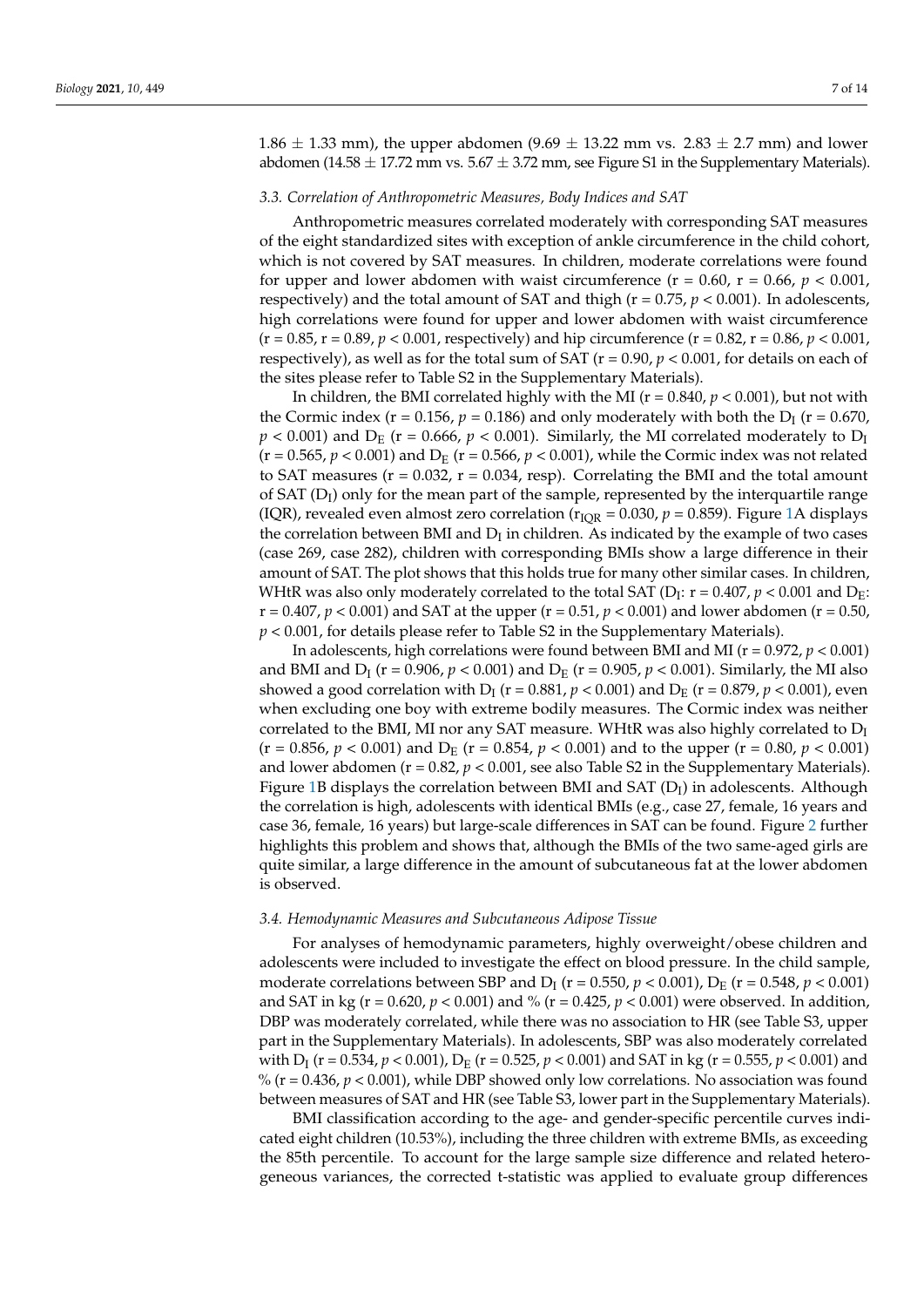1.86 ± 1.33 mm), the upper abdomen (9.69 ± 13.22 mm vs. 2.83 ± 2.7 mm) and lower abdomen (14.58 ± 17.72 mm vs. 5.67 ± 3.72 mm, see Figure S1 in the Supplementary Materials).

### *3.3. Correlation of Anthropometric Measures, Body Indices and SAT*

Anthropometric measures correlated moderately with corresponding SAT measures of the eight standardized sites with exception of ankle circumference in the child cohort, which is not covered by SAT measures. In children, moderate correlations were found for upper and lower abdomen with waist circumference (r = 0.60, r = 0.66, $p < 0.001$, respectively) and the total amount of SAT and thigh (r = 0.75, $p < 0.001$). In adolescents, high correlations were found for upper and lower abdomen with waist circumference (r = 0.85, r = 0.89, $p < 0.001$, respectively) and hip circumference (r = 0.82, r = 0.86, $p < 0.001$, respectively), as well as for the total sum of SAT (r = 0.90, $p < 0.001$, for details on each of the sites please refer to Table S2 in the Supplementary Materials).

In children, the BMI correlated highly with the MI (r = 0.840, $p < 0.001$), but not with the Cormic index (r = 0.156, $p = 0.186$) and only moderately with both the $D_I$ (r = 0.670, $p < 0.001$) and $D_E$ (r = 0.666, $p < 0.001$). Similarly, the MI correlated moderately to $D_I$ (r = 0.565, $p < 0.001$) and $D_E$ (r = 0.566, $p < 0.001$), while the Cormic index was not related to SAT measures (r = 0.032, r = 0.034, resp). Correlating the BMI and the total amount of SAT ($D_I$) only for the mean part of the sample, represented by the interquartile range (IQR), revealed even almost zero correlation ($r_{IQR} = 0.030$, $p = 0.859$). Figure 1A displays the correlation between BMI and $D_I$ in children. As indicated by the example of two cases (case 269, case 282), children with corresponding BMIs show a large difference in their amount of SAT. The plot shows that this holds true for many other similar cases. In children, WHtR was also only moderately correlated to the total SAT ($D_I$: r = 0.407, $p < 0.001$ and $D_E$: r = 0.407, $p < 0.001$) and SAT at the upper (r = 0.51, $p < 0.001$) and lower abdomen (r = 0.50, $p < 0.001$, for details please refer to Table S2 in the Supplementary Materials).

In adolescents, high correlations were found between BMI and MI (r = 0.972, $p < 0.001$) and BMI and $D_I$ (r = 0.906, $p < 0.001$) and $D_E$ (r = 0.905, $p < 0.001$). Similarly, the MI also showed a good correlation with $D_I$ (r = 0.881, $p < 0.001$) and $D_E$ (r = 0.879, $p < 0.001$), even when excluding one boy with extreme bodily measures. The Cormic index was neither correlated to the BMI, MI nor any SAT measure. WHtR was also highly correlated to $D_I$ (r = 0.856, $p < 0.001$) and $D_E$ (r = 0.854, $p < 0.001$) and to the upper (r = 0.80, $p < 0.001$) and lower abdomen (r = 0.82, $p < 0.001$, see also Table S2 in the Supplementary Materials). Figure 1B displays the correlation between BMI and SAT ($D_I$) in adolescents. Although the correlation is high, adolescents with identical BMIs (e.g., case 27, female, 16 years and case 36, female, 16 years) but large-scale differences in SAT can be found. Figure 2 further highlights this problem and shows that, although the BMIs of the two same-aged girls are quite similar, a large difference in the amount of subcutaneous fat at the lower abdomen is observed.

### *3.4. Hemodynamic Measures and Subcutaneous Adipose Tissue*

For analyses of hemodynamic parameters, highly overweight/obese children and adolescents were included to investigate the effect on blood pressure. In the child sample, moderate correlations between SBP and $D_I$ (r = 0.550, $p < 0.001$), $D_E$ (r = 0.548, $p < 0.001$) and SAT in kg (r = 0.620, $p < 0.001$) and % (r = 0.425, $p < 0.001$) were observed. In addition, DBP was moderately correlated, while there was no association to HR (see Table S3, upper part in the Supplementary Materials). In adolescents, SBP was also moderately correlated with $D_I$ (r = 0.534, $p < 0.001$), $D_E$ (r = 0.525, $p < 0.001$) and SAT in kg (r = 0.555, $p < 0.001$) and % (r = 0.436, $p < 0.001$), while DBP showed only low correlations. No association was found between measures of SAT and HR (see Table S3, lower part in the Supplementary Materials).

BMI classification according to the age- and gender-specific percentile curves indicated eight children (10.53%), including the three children with extreme BMIs, as exceeding the 85th percentile. To account for the large sample size difference and related heterogeneous variances, the corrected t-statistic was applied to evaluate group differences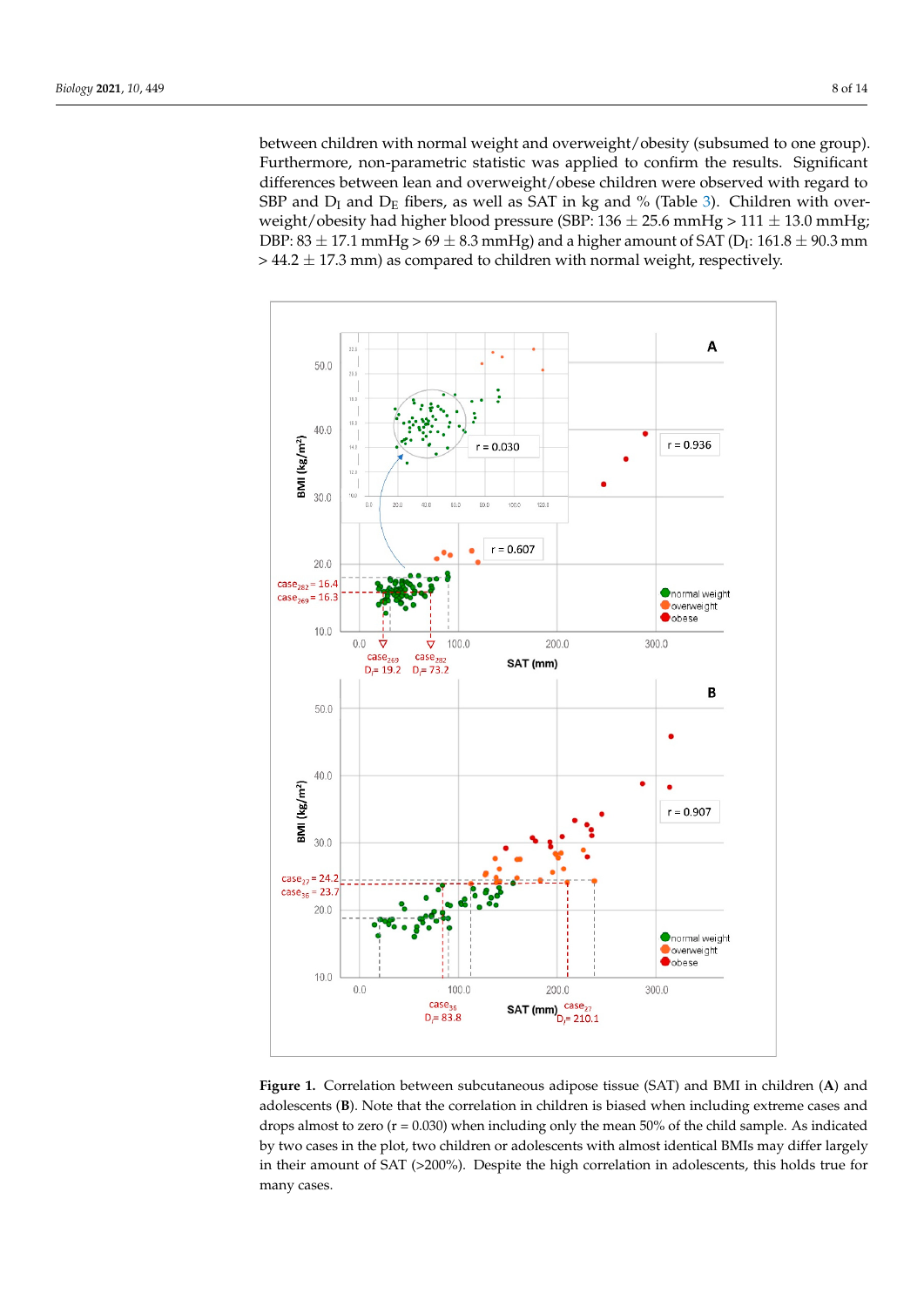between children with normal weight and overweight/obesity (subsumed to one group). Furthermore, non-parametric statistic was applied to confirm the results. Significant differences between lean and overweight/obese children were observed with regard to SBP and $D_I$ and $D_E$ fibers, as well as SAT in kg and % (Table 3). Children with overweight/obesity had higher blood pressure (SBP: 136 ± 25.6 mmHg > 111 ± 13.0 mmHg; DBP: 83 ± 17.1 mmHg > 69 ± 8.3 mmHg) and a higher amount of SAT ($D_I$: 161.8 ± 90.3 mm > 44.2 ± 17.3 mm) as compared to children with normal weight, respectively.

**Figure 1.** Correlation between subcutaneous adipose tissue (SAT) and BMI in children (**A**) and adolescents (**B**). Note that the correlation in children is biased when including extreme cases and drops almost to zero (r = 0.030) when including only the mean 50% of the child sample. As indicated by two cases in the plot, two children or adolescents with almost identical BMIs may differ largely in their amount of SAT (>200%). Despite the high correlation in adolescents, this holds true for many cases.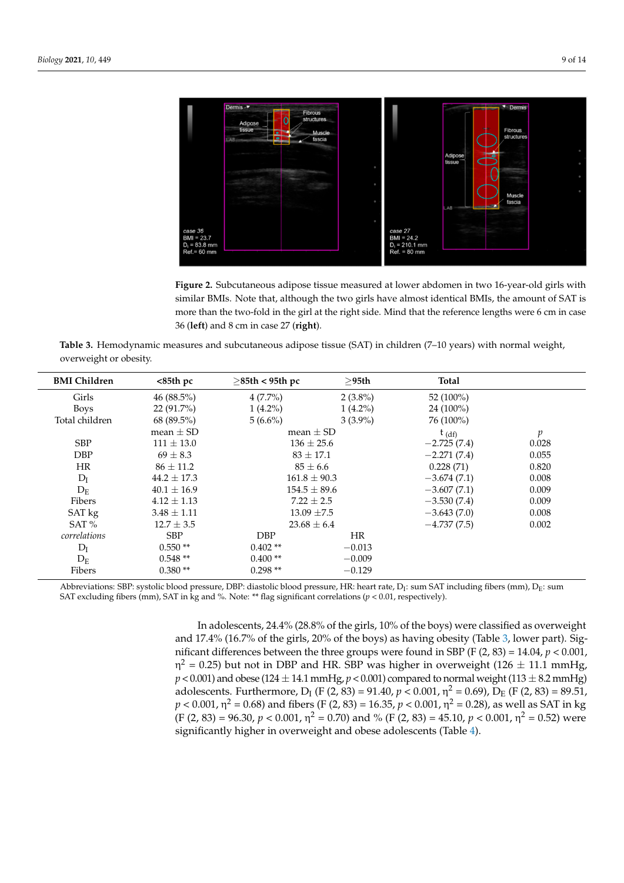**Figure 2.** Subcutaneous adipose tissue measured at lower abdomen in two 16-year-old girls with similar BMIs. Note that, although the two girls have almost identical BMIs, the amount of SAT is more than the two-fold in the girl at the right side. Mind that the reference lengths were 6 cm in case 36 (**left**) and 8 cm in case 27 (**right**).

**Table 3.** Hemodynamic measures and subcutaneous adipose tissue (SAT) in children (7–10 years) with normal weight, overweight or obesity.

| BMI Children | <85th pc | ≥85th < 95th pc | ≥95th | Total | |
|---|---|---|---|---|---|
| Girls | 46 (88.5%) | 4 (7.7%) | 2 (3.8%) | 52 (100%) | |
| Boys | 22 (91.7%) | 1 (4.2%) | 1 (4.2%) | 24 (100%) | |
| Total children | 68 (89.5%) | 5 (6.6%) | 3 (3.9%) | 76 (100%) | |
| | mean ± SD | mean ± SD | | $t_{(df)}$ | $p$ |
| SBP | 111 ± 13.0 | 136 ± 25.6 | | −2.725 (7.4) | 0.028 |
| DBP | 69 ± 8.3 | 83 ± 17.1 | | −2.271 (7.4) | 0.055 |
| HR | 86 ± 11.2 | 85 ± 6.6 | | 0.228 (71) | 0.820 |
| $D_I$ | 44.2 ± 17.3 | 161.8 ± 90.3 | | −3.674 (7.1) | 0.008 |
| $D_E$ | 40.1 ± 16.9 | 154.5 ± 89.6 | | −3.607 (7.1) | 0.009 |
| Fibers | 4.12 ± 1.13 | 7.22 ± 2.5 | | −3.530 (7.4) | 0.009 |
| SAT kg | 3.48 ± 1.11 | 13.09 ±7.5 | | −3.643 (7.0) | 0.008 |
| SAT % | 12.7 ± 3.5 | 23.68 ± 6.4 | | −4.737 (7.5) | 0.002 |
| *correlations* | SBP | DBP | HR | | |
| $D_I$ | 0.550 ** | 0.402 ** | −0.013 | | |
| $D_E$ | 0.548 ** | 0.400 ** | −0.009 | | |
| Fibers | 0.380 ** | 0.298 ** | −0.129 | | |

Abbreviations: SBP: systolic blood pressure, DBP: diastolic blood pressure, HR: heart rate, $D_I$: sum SAT including fibers (mm), $D_E$: sum SAT excluding fibers (mm), SAT in kg and %. Note: ** flag significant correlations ($p < 0.01$, respectively).

In adolescents, 24.4% (28.8% of the girls, 10% of the boys) were classified as overweight and 17.4% (16.7% of the girls, 20% of the boys) as having obesity (Table 3, lower part). Significant differences between the three groups were found in SBP ($F$ (2, 83) = 14.04, $p < 0.001$, $\eta^2 = 0.25$) but not in DBP and HR. SBP was higher in overweight (126 ± 11.1 mmHg, $p < 0.001$) and obese (124 ± 14.1 mmHg, $p < 0.001$) compared to normal weight (113 ± 8.2 mmHg) adolescents. Furthermore, $D_I$ ($F$ (2, 83) = 91.40, $p < 0.001$, $\eta^2 = 0.69$), $D_E$ ($F$ (2, 83) = 89.51, $p < 0.001$, $\eta^2 = 0.68$) and fibers ($F$ (2, 83) = 16.35, $p < 0.001$, $\eta^2 = 0.28$), as well as SAT in kg ($F$ (2, 83) = 96.30, $p < 0.001$, $\eta^2 = 0.70$) and % ($F$ (2, 83) = 45.10, $p < 0.001$, $\eta^2 = 0.52$) were significantly higher in overweight and obese adolescents (Table 4).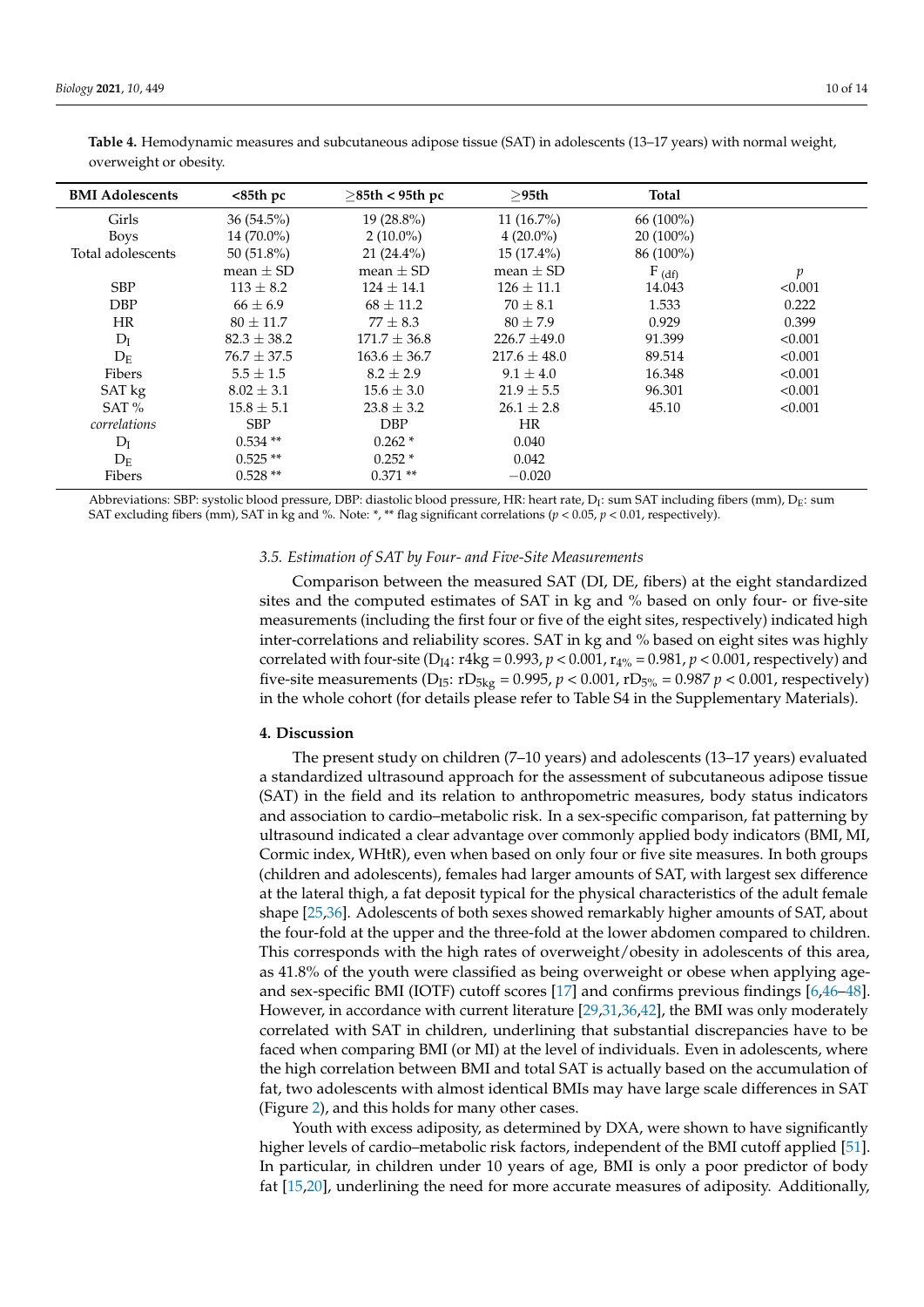**Table 4.** Hemodynamic measures and subcutaneous adipose tissue (SAT) in adolescents (13–17 years) with normal weight, overweight or obesity.

| BMI Adolescents | <85th pc | ≥85th < 95th pc | ≥95th | Total | |
|---|---|---|---|---|---|
| Girls | 36 (54.5%) | 19 (28.8%) | 11 (16.7%) | 66 (100%) | |
| Boys | 14 (70.0%) | 2 (10.0%) | 4 (20.0%) | 20 (100%) | |
| Total adolescents | 50 (51.8%) | 21 (24.4%) | 15 (17.4%) | 86 (100%) | |
| | mean ± SD | mean ± SD | mean ± SD | $F_{(df)}$ | *p* |
| SBP | 113 ± 8.2 | 124 ± 14.1 | 126 ± 11.1 | 14.043 | <0.001 |
| DBP | 66 ± 6.9 | 68 ± 11.2 | 70 ± 8.1 | 1.533 | 0.222 |
| HR | 80 ± 11.7 | 77 ± 8.3 | 80 ± 7.9 | 0.929 | 0.399 |
| $D_I$ | 82.3 ± 38.2 | 171.7 ± 36.8 | 226.7 ±49.0 | 91.399 | <0.001 |
| $D_E$ | 76.7 ± 37.5 | 163.6 ± 36.7 | 217.6 ± 48.0 | 89.514 | <0.001 |
| Fibers | 5.5 ± 1.5 | 8.2 ± 2.9 | 9.1 ± 4.0 | 16.348 | <0.001 |
| SAT kg | 8.02 ± 3.1 | 15.6 ± 3.0 | 21.9 ± 5.5 | 96.301 | <0.001 |
| SAT % | 15.8 ± 5.1 | 23.8 ± 3.2 | 26.1 ± 2.8 | 45.10 | <0.001 |
| *correlations* | SBP | DBP | HR | | |
| $D_I$ | 0.534 ** | 0.262 * | 0.040 | | |
| $D_E$ | 0.525 ** | 0.252 * | 0.042 | | |
| Fibers | 0.528 ** | 0.371 ** | −0.020 | | |

Abbreviations: SBP: systolic blood pressure, DBP: diastolic blood pressure, HR: heart rate, $D_I$: sum SAT including fibers (mm), $D_E$: sum SAT excluding fibers (mm), SAT in kg and %. Note: *, ** flag significant correlations ($p < 0.05$, $p < 0.01$, respectively).

### 3.5. Estimation of SAT by Four- and Five-Site Measurements

Comparison between the measured SAT (DI, DE, fibers) at the eight standardized sites and the computed estimates of SAT in kg and % based on only four- or five-site measurements (including the first four or five of the eight sites, respectively) indicated high inter-correlations and reliability scores. SAT in kg and % based on eight sites was highly correlated with four-site ($D_{I4}$: $r4kg = 0.993$, $p < 0.001$, $r_{4\%} = 0.981$, $p < 0.001$, respectively) and five-site measurements ($D_{I5}$: $rD_{5kg} = 0.995$, $p < 0.001$, $rD_{5\%} = 0.987$ $p < 0.001$, respectively) in the whole cohort (for details please refer to Table S4 in the Supplementary Materials).

## 4. Discussion

The present study on children (7–10 years) and adolescents (13–17 years) evaluated a standardized ultrasound approach for the assessment of subcutaneous adipose tissue (SAT) in the field and its relation to anthropometric measures, body status indicators and association to cardio–metabolic risk. In a sex-specific comparison, fat patterning by ultrasound indicated a clear advantage over commonly applied body indicators (BMI, MI, Cormic index, WHtR), even when based on only four or five site measures. In both groups (children and adolescents), females had larger amounts of SAT, with largest sex difference at the lateral thigh, a fat deposit typical for the physical characteristics of the adult female shape [25,36]. Adolescents of both sexes showed remarkably higher amounts of SAT, about the four-fold at the upper and the three-fold at the lower abdomen compared to children. This corresponds with the high rates of overweight/obesity in adolescents of this area, as 41.8% of the youth were classified as being overweight or obese when applying age- and sex-specific BMI (IOTF) cutoff scores [17] and confirms previous findings [6,46–48]. However, in accordance with current literature [29,31,36,42], the BMI was only moderately correlated with SAT in children, underlining that substantial discrepancies have to be faced when comparing BMI (or MI) at the level of individuals. Even in adolescents, where the high correlation between BMI and total SAT is actually based on the accumulation of fat, two adolescents with almost identical BMIs may have large scale differences in SAT (Figure 2), and this holds for many other cases.

Youth with excess adiposity, as determined by DXA, were shown to have significantly higher levels of cardio–metabolic risk factors, independent of the BMI cutoff applied [51]. In particular, in children under 10 years of age, BMI is only a poor predictor of body fat [15,20], underlining the need for more accurate measures of adiposity. Additionally,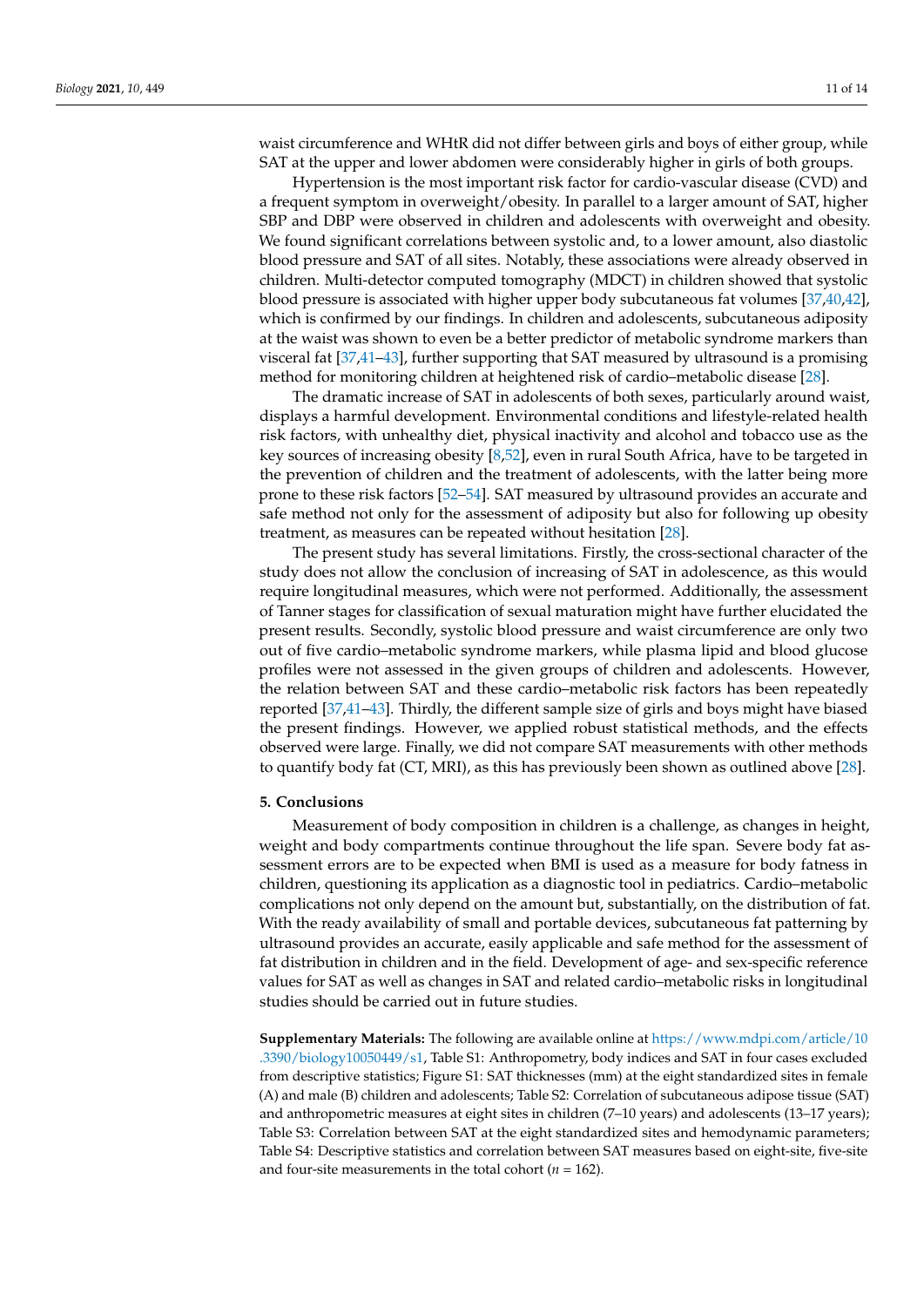waist circumference and WHtR did not differ between girls and boys of either group, while SAT at the upper and lower abdomen were considerably higher in girls of both groups.

Hypertension is the most important risk factor for cardio-vascular disease (CVD) and a frequent symptom in overweight/obesity. In parallel to a larger amount of SAT, higher SBP and DBP were observed in children and adolescents with overweight and obesity. We found significant correlations between systolic and, to a lower amount, also diastolic blood pressure and SAT of all sites. Notably, these associations were already observed in children. Multi-detector computed tomography (MDCT) in children showed that systolic blood pressure is associated with higher upper body subcutaneous fat volumes [37,40,42], which is confirmed by our findings. In children and adolescents, subcutaneous adiposity at the waist was shown to even be a better predictor of metabolic syndrome markers than visceral fat [37,41–43], further supporting that SAT measured by ultrasound is a promising method for monitoring children at heightened risk of cardio–metabolic disease [28].

The dramatic increase of SAT in adolescents of both sexes, particularly around waist, displays a harmful development. Environmental conditions and lifestyle-related health risk factors, with unhealthy diet, physical inactivity and alcohol and tobacco use as the key sources of increasing obesity [8,52], even in rural South Africa, have to be targeted in the prevention of children and the treatment of adolescents, with the latter being more prone to these risk factors [52–54]. SAT measured by ultrasound provides an accurate and safe method not only for the assessment of adiposity but also for following up obesity treatment, as measures can be repeated without hesitation [28].

The present study has several limitations. Firstly, the cross-sectional character of the study does not allow the conclusion of increasing of SAT in adolescence, as this would require longitudinal measures, which were not performed. Additionally, the assessment of Tanner stages for classification of sexual maturation might have further elucidated the present results. Secondly, systolic blood pressure and waist circumference are only two out of five cardio–metabolic syndrome markers, while plasma lipid and blood glucose profiles were not assessed in the given groups of children and adolescents. However, the relation between SAT and these cardio–metabolic risk factors has been repeatedly reported [37,41–43]. Thirdly, the different sample size of girls and boys might have biased the present findings. However, we applied robust statistical methods, and the effects observed were large. Finally, we did not compare SAT measurements with other methods to quantify body fat (CT, MRI), as this has previously been shown as outlined above [28].

## 5. Conclusions

Measurement of body composition in children is a challenge, as changes in height, weight and body compartments continue throughout the life span. Severe body fat assessment errors are to be expected when BMI is used as a measure for body fatness in children, questioning its application as a diagnostic tool in pediatrics. Cardio–metabolic complications not only depend on the amount but, substantially, on the distribution of fat. With the ready availability of small and portable devices, subcutaneous fat patterning by ultrasound provides an accurate, easily applicable and safe method for the assessment of fat distribution in children and in the field. Development of age- and sex-specific reference values for SAT as well as changes in SAT and related cardio–metabolic risks in longitudinal studies should be carried out in future studies.

**Supplementary Materials:** The following are available online at https://www.mdpi.com/article/10.3390/biology10050449/s1, Table S1: Anthropometry, body indices and SAT in four cases excluded from descriptive statistics; Figure S1: SAT thicknesses (mm) at the eight standardized sites in female (A) and male (B) children and adolescents; Table S2: Correlation of subcutaneous adipose tissue (SAT) and anthropometric measures at eight sites in children (7–10 years) and adolescents (13–17 years); Table S3: Correlation between SAT at the eight standardized sites and hemodynamic parameters; Table S4: Descriptive statistics and correlation between SAT measures based on eight-site, five-site and four-site measurements in the total cohort ($n$ = 162).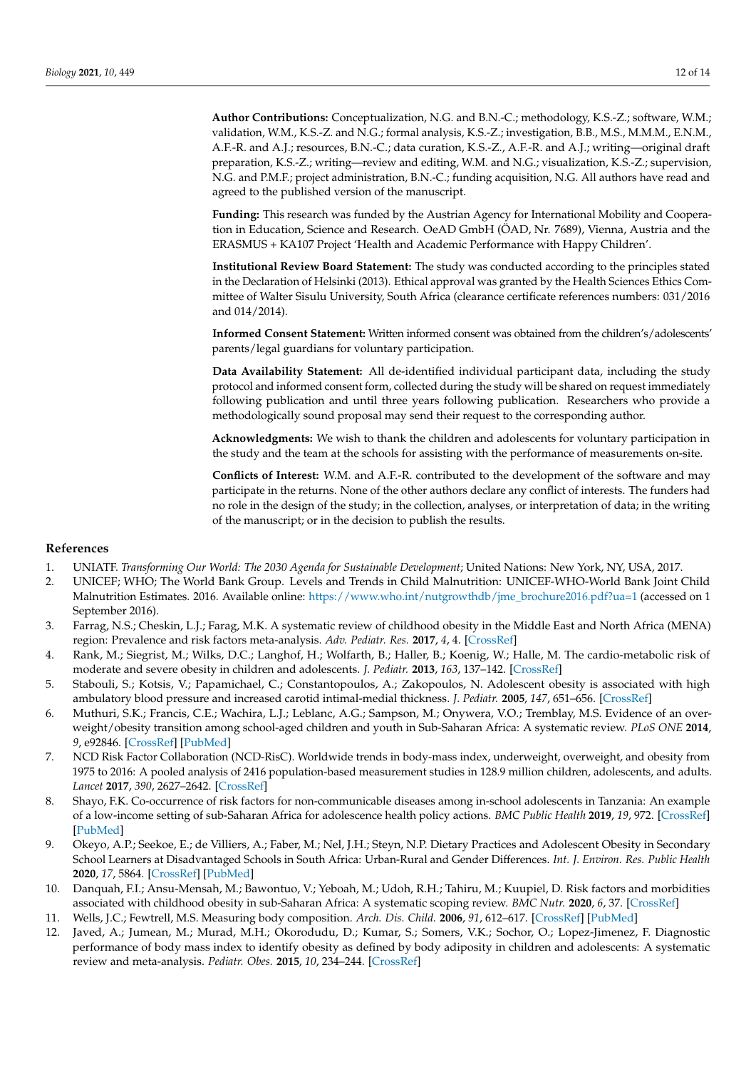**Author Contributions:** Conceptualization, N.G. and B.N.-C.; methodology, K.S.-Z.; software, W.M.; validation, W.M., K.S.-Z. and N.G.; formal analysis, K.S.-Z.; investigation, B.B., M.S., M.M.M., E.N.M., A.F.-R. and A.J.; resources, B.N.-C.; data curation, K.S.-Z., A.F.-R. and A.J.; writing—original draft preparation, K.S.-Z.; writing—review and editing, W.M. and N.G.; visualization, K.S.-Z.; supervision, N.G. and P.M.F.; project administration, B.N.-C.; funding acquisition, N.G. All authors have read and agreed to the published version of the manuscript.

**Funding:** This research was funded by the Austrian Agency for International Mobility and Cooperation in Education, Science and Research. OeAD GmbH (ÖAD, Nr. 7689), Vienna, Austria and the ERASMUS + KA107 Project 'Health and Academic Performance with Happy Children'.

**Institutional Review Board Statement:** The study was conducted according to the principles stated in the Declaration of Helsinki (2013). Ethical approval was granted by the Health Sciences Ethics Committee of Walter Sisulu University, South Africa (clearance certificate references numbers: 031/2016 and 014/2014).

**Informed Consent Statement:** Written informed consent was obtained from the children's/adolescents' parents/legal guardians for voluntary participation.

**Data Availability Statement:** All de-identified individual participant data, including the study protocol and informed consent form, collected during the study will be shared on request immediately following publication and until three years following publication. Researchers who provide a methodologically sound proposal may send their request to the corresponding author.

**Acknowledgments:** We wish to thank the children and adolescents for voluntary participation in the study and the team at the schools for assisting with the performance of measurements on-site.

**Conflicts of Interest:** W.M. and A.F.-R. contributed to the development of the software and may participate in the returns. None of the other authors declare any conflict of interests. The funders had no role in the design of the study; in the collection, analyses, or interpretation of data; in the writing of the manuscript; or in the decision to publish the results.

## References

1. UNIATF. *Transforming Our World: The 2030 Agenda for Sustainable Development*; United Nations: New York, NY, USA, 2017.
2. UNICEF; WHO; The World Bank Group. Levels and Trends in Child Malnutrition: UNICEF-WHO-World Bank Joint Child Malnutrition Estimates. 2016. Available online: https://www.who.int/nutgrowthdb/jme_brochure2016.pdf?ua=1 (accessed on 1 September 2016).
3. Farrag, N.S.; Cheskin, L.J.; Farag, M.K. A systematic review of childhood obesity in the Middle East and North Africa (MENA) region: Prevalence and risk factors meta-analysis. *Adv. Pediatr. Res.* **2017**, *4*, 4. [CrossRef]
4. Rank, M.; Siegrist, M.; Wilks, D.C.; Langhof, H.; Wolfarth, B.; Haller, B.; Koenig, W.; Halle, M. The cardio-metabolic risk of moderate and severe obesity in children and adolescents. *J. Pediatr.* **2013**, *163*, 137–142. [CrossRef]
5. Stabouli, S.; Kotsis, V.; Papamichael, C.; Constantopoulos, A.; Zakopoulos, N. Adolescent obesity is associated with high ambulatory blood pressure and increased carotid intimal-medial thickness. *J. Pediatr.* **2005**, *147*, 651–656. [CrossRef]
6. Muthuri, S.K.; Francis, C.E.; Wachira, L.J.; Leblanc, A.G.; Sampson, M.; Onywera, V.O.; Tremblay, M.S. Evidence of an overweight/obesity transition among school-aged children and youth in Sub-Saharan Africa: A systematic review. *PLoS ONE* **2014**, *9*, e92846. [CrossRef] [PubMed]
7. NCD Risk Factor Collaboration (NCD-RisC). Worldwide trends in body-mass index, underweight, overweight, and obesity from 1975 to 2016: A pooled analysis of 2416 population-based measurement studies in 128.9 million children, adolescents, and adults. *Lancet* **2017**, *390*, 2627–2642. [CrossRef]
8. Shayo, F.K. Co-occurrence of risk factors for non-communicable diseases among in-school adolescents in Tanzania: An example of a low-income setting of sub-Saharan Africa for adolescence health policy actions. *BMC Public Health* **2019**, *19*, 972. [CrossRef] [PubMed]
9. Okeyo, A.P.; Seekoe, E.; de Villiers, A.; Faber, M.; Nel, J.H.; Steyn, N.P. Dietary Practices and Adolescent Obesity in Secondary School Learners at Disadvantaged Schools in South Africa: Urban-Rural and Gender Differences. *Int. J. Environ. Res. Public Health* **2020**, *17*, 5864. [CrossRef] [PubMed]
10. Danquah, F.I.; Ansu-Mensah, M.; Bawontuo, V.; Yeboah, M.; Udoh, R.H.; Tahiru, M.; Kuupiel, D. Risk factors and morbidities associated with childhood obesity in sub-Saharan Africa: A systematic scoping review. *BMC Nutr.* **2020**, *6*, 37. [CrossRef]
11. Wells, J.C.; Fewtrell, M.S. Measuring body composition. *Arch. Dis. Child.* **2006**, *91*, 612–617. [CrossRef] [PubMed]
12. Javed, A.; Jumean, M.; Murad, M.H.; Okorodudu, D.; Kumar, S.; Somers, V.K.; Sochor, O.; Lopez-Jimenez, F. Diagnostic performance of body mass index to identify obesity as defined by body adiposity in children and adolescents: A systematic review and meta-analysis. *Pediatr. Obes.* **2015**, *10*, 234–244. [CrossRef]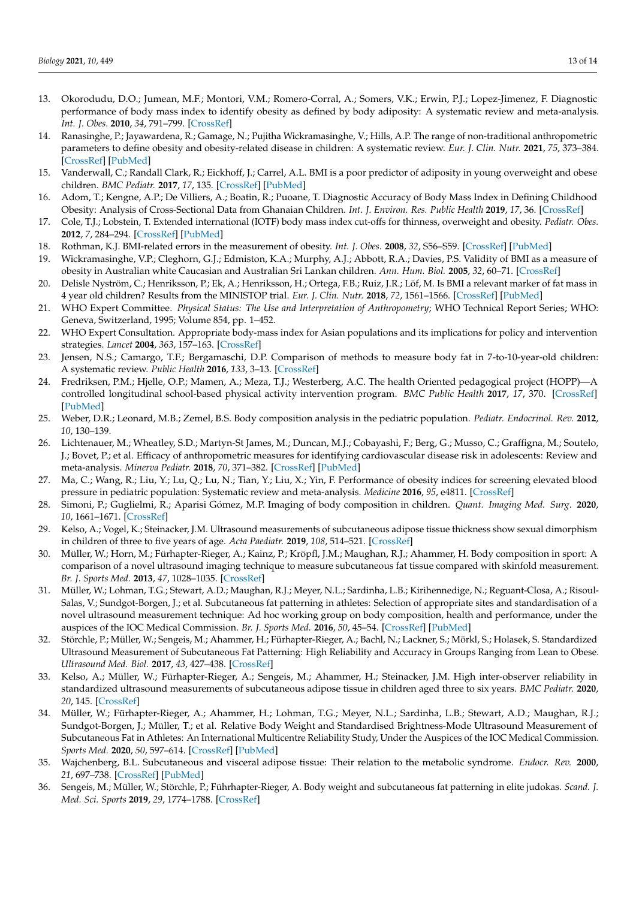13. Okorodudu, D.O.; Jumean, M.F.; Montori, V.M.; Romero-Corral, A.; Somers, V.K.; Erwin, P.J.; Lopez-Jimenez, F. Diagnostic performance of body mass index to identify obesity as defined by body adiposity: A systematic review and meta-analysis. *Int. J. Obes.* **2010**, *34*, 791–799. [CrossRef]
14. Ranasinghe, P.; Jayawardena, R.; Gamage, N.; Pujitha Wickramasinghe, V.; Hills, A.P. The range of non-traditional anthropometric parameters to define obesity and obesity-related disease in children: A systematic review. *Eur. J. Clin. Nutr.* **2021**, *75*, 373–384. [CrossRef] [PubMed]
15. Vanderwall, C.; Randall Clark, R.; Eickhoff, J.; Carrel, A.L. BMI is a poor predictor of adiposity in young overweight and obese children. *BMC Pediatr.* **2017**, *17*, 135. [CrossRef] [PubMed]
16. Adom, T.; Kengne, A.P.; De Villiers, A.; Boatin, R.; Puoane, T. Diagnostic Accuracy of Body Mass Index in Defining Childhood Obesity: Analysis of Cross-Sectional Data from Ghanaian Children. *Int. J. Environ. Res. Public Health* **2019**, *17*, 36. [CrossRef]
17. Cole, T.J.; Lobstein, T. Extended international (IOTF) body mass index cut-offs for thinness, overweight and obesity. *Pediatr. Obes.* **2012**, *7*, 284–294. [CrossRef] [PubMed]
18. Rothman, K.J. BMI-related errors in the measurement of obesity. *Int. J. Obes.* **2008**, *32*, S56–S59. [CrossRef] [PubMed]
19. Wickramasinghe, V.P.; Cleghorn, G.J.; Edmiston, K.A.; Murphy, A.J.; Abbott, R.A.; Davies, P.S. Validity of BMI as a measure of obesity in Australian white Caucasian and Australian Sri Lankan children. *Ann. Hum. Biol.* **2005**, *32*, 60–71. [CrossRef]
20. Delisle Nyström, C.; Henriksson, P.; Ek, A.; Henriksson, H.; Ortega, F.B.; Ruiz, J.R.; Löf, M. Is BMI a relevant marker of fat mass in 4 year old children? Results from the MINISTOP trial. *Eur. J. Clin. Nutr.* **2018**, *72*, 1561–1566. [CrossRef] [PubMed]
21. WHO Expert Committee. *Physical Status: The Use and Interpretation of Anthropometry*; WHO Technical Report Series; WHO: Geneva, Switzerland, 1995; Volume 854, pp. 1–452.
22. WHO Expert Consultation. Appropriate body-mass index for Asian populations and its implications for policy and intervention strategies. *Lancet* **2004**, *363*, 157–163. [CrossRef]
23. Jensen, N.S.; Camargo, T.F.; Bergamaschi, D.P. Comparison of methods to measure body fat in 7-to-10-year-old children: A systematic review. *Public Health* **2016**, *133*, 3–13. [CrossRef]
24. Fredriksen, P.M.; Hjelle, O.P.; Mamen, A.; Meza, T.J.; Westerberg, A.C. The health Oriented pedagogical project (HOPP)—A controlled longitudinal school-based physical activity intervention program. *BMC Public Health* **2017**, *17*, 370. [CrossRef] [PubMed]
25. Weber, D.R.; Leonard, M.B.; Zemel, B.S. Body composition analysis in the pediatric population. *Pediatr. Endocrinol. Rev.* **2012**, *10*, 130–139.
26. Lichtenauer, M.; Wheatley, S.D.; Martyn-St James, M.; Duncan, M.J.; Cobayashi, F.; Berg, G.; Musso, C.; Graffigna, M.; Soutelo, J.; Bovet, P.; et al. Efficacy of anthropometric measures for identifying cardiovascular disease risk in adolescents: Review and meta-analysis. *Minerva Pediatr.* **2018**, *70*, 371–382. [CrossRef] [PubMed]
27. Ma, C.; Wang, R.; Liu, Y.; Lu, Q.; Lu, N.; Tian, Y.; Liu, X.; Yin, F. Performance of obesity indices for screening elevated blood pressure in pediatric population: Systematic review and meta-analysis. *Medicine* **2016**, *95*, e4811. [CrossRef]
28. Simoni, P.; Guglielmi, R.; Aparisi Gómez, M.P. Imaging of body composition in children. *Quant. Imaging Med. Surg.* **2020**, *10*, 1661–1671. [CrossRef]
29. Kelso, A.; Vogel, K.; Steinacker, J.M. Ultrasound measurements of subcutaneous adipose tissue thickness show sexual dimorphism in children of three to five years of age. *Acta Paediatr.* **2019**, *108*, 514–521. [CrossRef]
30. Müller, W.; Horn, M.; Fürhapter-Rieger, A.; Kainz, P.; Kröpfl, J.M.; Maughan, R.J.; Ahammer, H. Body composition in sport: A comparison of a novel ultrasound imaging technique to measure subcutaneous fat tissue compared with skinfold measurement. *Br. J. Sports Med.* **2013**, *47*, 1028–1035. [CrossRef]
31. Müller, W.; Lohman, T.G.; Stewart, A.D.; Maughan, R.J.; Meyer, N.L.; Sardinha, L.B.; Kirihennedige, N.; Reguant-Closa, A.; Risoul-Salas, V.; Sundgot-Borgen, J.; et al. Subcutaneous fat patterning in athletes: Selection of appropriate sites and standardisation of a novel ultrasound measurement technique: Ad hoc working group on body composition, health and performance, under the auspices of the IOC Medical Commission. *Br. J. Sports Med.* **2016**, *50*, 45–54. [CrossRef] [PubMed]
32. Störchle, P.; Müller, W.; Sengeis, M.; Ahammer, H.; Fürhapter-Rieger, A.; Bachl, N.; Lackner, S.; Mörkl, S.; Holasek, S. Standardized Ultrasound Measurement of Subcutaneous Fat Patterning: High Reliability and Accuracy in Groups Ranging from Lean to Obese. *Ultrasound Med. Biol.* **2017**, *43*, 427–438. [CrossRef]
33. Kelso, A.; Müller, W.; Fürhapter-Rieger, A.; Sengeis, M.; Ahammer, H.; Steinacker, J.M. High inter-observer reliability in standardized ultrasound measurements of subcutaneous adipose tissue in children aged three to six years. *BMC Pediatr.* **2020**, *20*, 145. [CrossRef]
34. Müller, W.; Fürhapter-Rieger, A.; Ahammer, H.; Lohman, T.G.; Meyer, N.L.; Sardinha, L.B.; Stewart, A.D.; Maughan, R.J.; Sundgot-Borgen, J.; Müller, T.; et al. Relative Body Weight and Standardised Brightness-Mode Ultrasound Measurement of Subcutaneous Fat in Athletes: An International Multicentre Reliability Study, Under the Auspices of the IOC Medical Commission. *Sports Med.* **2020**, *50*, 597–614. [CrossRef] [PubMed]
35. Wajchenberg, B.L. Subcutaneous and visceral adipose tissue: Their relation to the metabolic syndrome. *Endocr. Rev.* **2000**, *21*, 697–738. [CrossRef] [PubMed]
36. Sengeis, M.; Müller, W.; Störchle, P.; Führhapter-Rieger, A. Body weight and subcutaneous fat patterning in elite judokas. *Scand. J. Med. Sci. Sports* **2019**, *29*, 1774–1788. [CrossRef]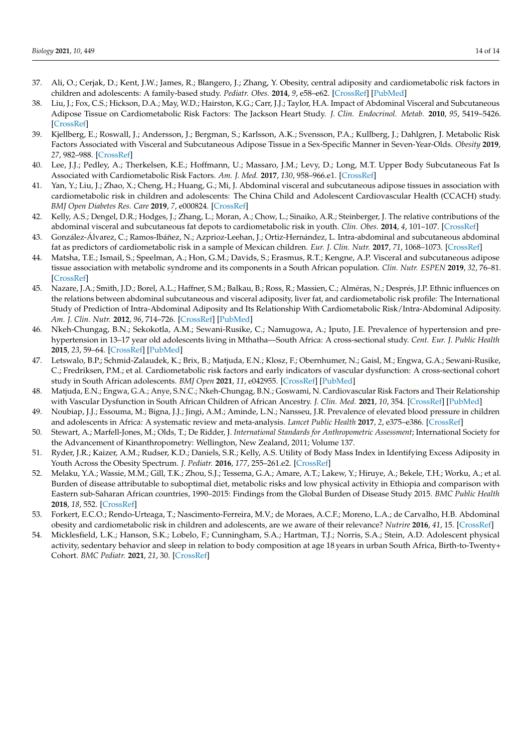37. Ali, O.; Cerjak, D.; Kent, J.W.; James, R.; Blangero, J.; Zhang, Y. Obesity, central adiposity and cardiometabolic risk factors in children and adolescents: A family-based study. *Pediatr. Obes.* **2014**, *9*, e58–e62. [CrossRef] [PubMed]
38. Liu, J.; Fox, C.S.; Hickson, D.A.; May, W.D.; Hairston, K.G.; Carr, J.J.; Taylor, H.A. Impact of Abdominal Visceral and Subcutaneous Adipose Tissue on Cardiometabolic Risk Factors: The Jackson Heart Study. *J. Clin. Endocrinol. Metab.* **2010**, *95*, 5419–5426. [CrossRef]
39. Kjellberg, E.; Roswall, J.; Andersson, J.; Bergman, S.; Karlsson, A.K.; Svensson, P.A.; Kullberg, J.; Dahlgren, J. Metabolic Risk Factors Associated with Visceral and Subcutaneous Adipose Tissue in a Sex-Specific Manner in Seven-Year-Olds. *Obesity* **2019**, *27*, 982–988. [CrossRef]
40. Lee, J.J.; Pedley, A.; Therkelsen, K.E.; Hoffmann, U.; Massaro, J.M.; Levy, D.; Long, M.T. Upper Body Subcutaneous Fat Is Associated with Cardiometabolic Risk Factors. *Am. J. Med.* **2017**, *130*, 958–966.e1. [CrossRef]
41. Yan, Y.; Liu, J.; Zhao, X.; Cheng, H.; Huang, G.; Mi, J. Abdominal visceral and subcutaneous adipose tissues in association with cardiometabolic risk in children and adolescents: The China Child and Adolescent Cardiovascular Health (CCACH) study. *BMJ Open Diabetes Res. Care* **2019**, *7*, e000824. [CrossRef]
42. Kelly, A.S.; Dengel, D.R.; Hodges, J.; Zhang, L.; Moran, A.; Chow, L.; Sinaiko, A.R.; Steinberger, J. The relative contributions of the abdominal visceral and subcutaneous fat depots to cardiometabolic risk in youth. *Clin. Obes.* **2014**, *4*, 101–107. [CrossRef]
43. González-Álvarez, C.; Ramos-Ibáñez, N.; Azprioz-Leehan, J.; Ortiz-Hernández, L. Intra-abdominal and subcutaneous abdominal fat as predictors of cardiometabolic risk in a sample of Mexican children. *Eur. J. Clin. Nutr.* **2017**, *71*, 1068–1073. [CrossRef]
44. Matsha, T.E.; Ismail, S.; Speelman, A.; Hon, G.M.; Davids, S.; Erasmus, R.T.; Kengne, A.P. Visceral and subcutaneous adipose tissue association with metabolic syndrome and its components in a South African population. *Clin. Nutr. ESPEN* **2019**, *32*, 76–81. [CrossRef]
45. Nazare, J.A.; Smith, J.D.; Borel, A.L.; Haffner, S.M.; Balkau, B.; Ross, R.; Massien, C.; Alméras, N.; Després, J.P. Ethnic influences on the relations between abdominal subcutaneous and visceral adiposity, liver fat, and cardiometabolic risk profile: The International Study of Prediction of Intra-Abdominal Adiposity and Its Relationship With Cardiometabolic Risk/Intra-Abdominal Adiposity. *Am. J. Clin. Nutr.* **2012**, *96*, 714–726. [CrossRef] [PubMed]
46. Nkeh-Chungag, B.N.; Sekokotla, A.M.; Sewani-Rusike, C.; Namugowa, A.; Iputo, J.E. Prevalence of hypertension and pre-hypertension in 13–17 year old adolescents living in Mthatha—South Africa: A cross-sectional study. *Cent. Eur. J. Public Health* **2015**, *23*, 59–64. [CrossRef] [PubMed]
47. Letswalo, B.P.; Schmid-Zalaudek, K.; Brix, B.; Matjuda, E.N.; Klosz, F.; Obernhumer, N.; Gaisl, M.; Engwa, G.A.; Sewani-Rusike, C.; Fredriksen, P.M.; et al. Cardiometabolic risk factors and early indicators of vascular dysfunction: A cross-sectional cohort study in South African adolescents. *BMJ Open* **2021**, *11*, e042955. [CrossRef] [PubMed]
48. Matjuda, E.N.; Engwa, G.A.; Anye, S.N.C.; Nkeh-Chungag, B.N.; Goswami, N. Cardiovascular Risk Factors and Their Relationship with Vascular Dysfunction in South African Children of African Ancestry. *J. Clin. Med.* **2021**, *10*, 354. [CrossRef] [PubMed]
49. Noubiap, J.J.; Essouma, M.; Bigna, J.J.; Jingi, A.M.; Aminde, L.N.; Nansseu, J.R. Prevalence of elevated blood pressure in children and adolescents in Africa: A systematic review and meta-analysis. *Lancet Public Health* **2017**, *2*, e375–e386. [CrossRef]
50. Stewart, A.; Marfell-Jones, M.; Olds, T.; De Ridder, J. *International Standards for Anthropometric Assessment*; International Society for the Advancement of Kinanthropometry: Wellington, New Zealand, 2011; Volume 137.
51. Ryder, J.R.; Kaizer, A.M.; Rudser, K.D.; Daniels, S.R.; Kelly, A.S. Utility of Body Mass Index in Identifying Excess Adiposity in Youth Across the Obesity Spectrum. *J. Pediatr.* **2016**, *177*, 255–261.e2. [CrossRef]
52. Melaku, Y.A.; Wassie, M.M.; Gill, T.K.; Zhou, S.J.; Tessema, G.A.; Amare, A.T.; Lakew, Y.; Hiruye, A.; Bekele, T.H.; Worku, A.; et al. Burden of disease attributable to suboptimal diet, metabolic risks and low physical activity in Ethiopia and comparison with Eastern sub-Saharan African countries, 1990–2015: Findings from the Global Burden of Disease Study 2015. *BMC Public Health* **2018**, *18*, 552. [CrossRef]
53. Forkert, E.C.O.; Rendo-Urteaga, T.; Nascimento-Ferreira, M.V.; de Moraes, A.C.F.; Moreno, L.A.; de Carvalho, H.B. Abdominal obesity and cardiometabolic risk in children and adolescents, are we aware of their relevance? *Nutrire* **2016**, *41*, 15. [CrossRef]
54. Micklesfield, L.K.; Hanson, S.K.; Lobelo, F.; Cunningham, S.A.; Hartman, T.J.; Norris, S.A.; Stein, A.D. Adolescent physical activity, sedentary behavior and sleep in relation to body composition at age 18 years in urban South Africa, Birth-to-Twenty+ Cohort. *BMC Pediatr.* **2021**, *21*, 30. [CrossRef]